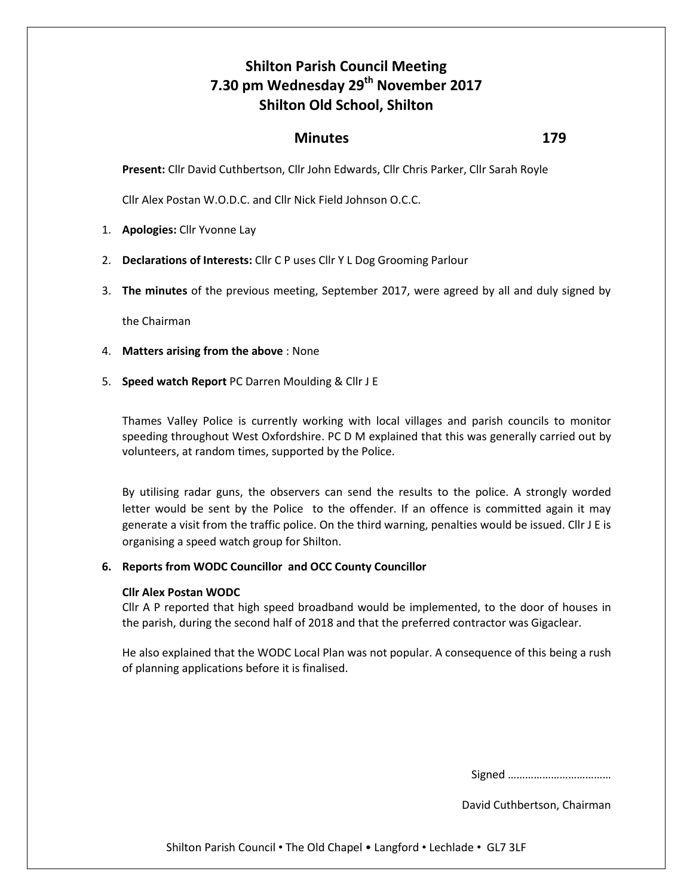# Shilton Parish Council Meeting
# 7.30 pm Wednesday 29th November 2017
# Shilton Old School, Shilton

## Minutes 179

**Present:** Cllr David Cuthbertson, Cllr John Edwards, Cllr Chris Parker, Cllr Sarah Royle

Cllr Alex Postan W.O.D.C. and Cllr Nick Field Johnson O.C.C.

1. **Apologies:** Cllr Yvonne Lay

2. **Declarations of Interests:** Cllr C P uses Cllr Y L Dog Grooming Parlour

3. **The minutes** of the previous meeting, September 2017, were agreed by all and duly signed by the Chairman

4. **Matters arising from the above** : None

5. **Speed watch Report** PC Darren Moulding & Cllr J E

   Thames Valley Police is currently working with local villages and parish councils to monitor speeding throughout West Oxfordshire. PC D M explained that this was generally carried out by volunteers, at random times, supported by the Police.

   By utilising radar guns, the observers can send the results to the police. A strongly worded letter would be sent by the Police to the offender. If an offence is committed again it may generate a visit from the traffic police. On the third warning, penalties would be issued. Cllr J E is organising a speed watch group for Shilton.

6. **Reports from WODC Councillor and OCC County Councillor**

   **Cllr Alex Postan WODC**

   Cllr A P reported that high speed broadband would be implemented, to the door of houses in the parish, during the second half of 2018 and that the preferred contractor was Gigaclear.

   He also explained that the WODC Local Plan was not popular. A consequence of this being a rush of planning applications before it is finalised.

Signed ………………………………

David Cuthbertson, Chairman

Shilton Parish Council • The Old Chapel • Langford • Lechlade • GL7 3LF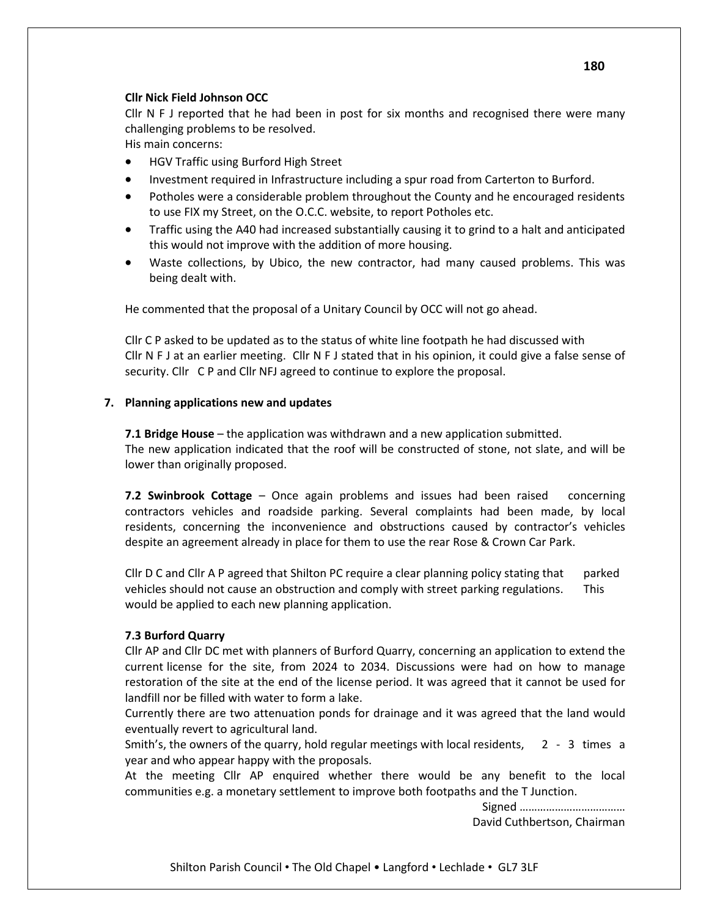**Cllr Nick Field Johnson OCC**

Cllr N F J reported that he had been in post for six months and recognised there were many challenging problems to be resolved.

His main concerns:

- HGV Traffic using Burford High Street
- Investment required in Infrastructure including a spur road from Carterton to Burford.
- Potholes were a considerable problem throughout the County and he encouraged residents to use FIX my Street, on the O.C.C. website, to report Potholes etc.
- Traffic using the A40 had increased substantially causing it to grind to a halt and anticipated this would not improve with the addition of more housing.
- Waste collections, by Ubico, the new contractor, had many caused problems. This was being dealt with.

He commented that the proposal of a Unitary Council by OCC will not go ahead.

Cllr C P asked to be updated as to the status of white line footpath he had discussed with Cllr N F J at an earlier meeting. Cllr N F J stated that in his opinion, it could give a false sense of security. Cllr C P and Cllr NFJ agreed to continue to explore the proposal.

## 7. Planning applications new and updates

**7.1 Bridge House** – the application was withdrawn and a new application submitted. The new application indicated that the roof will be constructed of stone, not slate, and will be lower than originally proposed.

**7.2 Swinbrook Cottage** – Once again problems and issues had been raised concerning contractors vehicles and roadside parking. Several complaints had been made, by local residents, concerning the inconvenience and obstructions caused by contractor's vehicles despite an agreement already in place for them to use the rear Rose & Crown Car Park.

Cllr D C and Cllr A P agreed that Shilton PC require a clear planning policy stating that parked vehicles should not cause an obstruction and comply with street parking regulations. This would be applied to each new planning application.

**7.3 Burford Quarry**

Cllr AP and Cllr DC met with planners of Burford Quarry, concerning an application to extend the current license for the site, from 2024 to 2034. Discussions were had on how to manage restoration of the site at the end of the license period. It was agreed that it cannot be used for landfill nor be filled with water to form a lake.

Currently there are two attenuation ponds for drainage and it was agreed that the land would eventually revert to agricultural land.

Smith's, the owners of the quarry, hold regular meetings with local residents, 2 - 3 times a year and who appear happy with the proposals.

At the meeting Cllr AP enquired whether there would be any benefit to the local communities e.g. a monetary settlement to improve both footpaths and the T Junction.

Signed ………………………………

David Cuthbertson, Chairman

Shilton Parish Council • The Old Chapel • Langford • Lechlade • GL7 3LF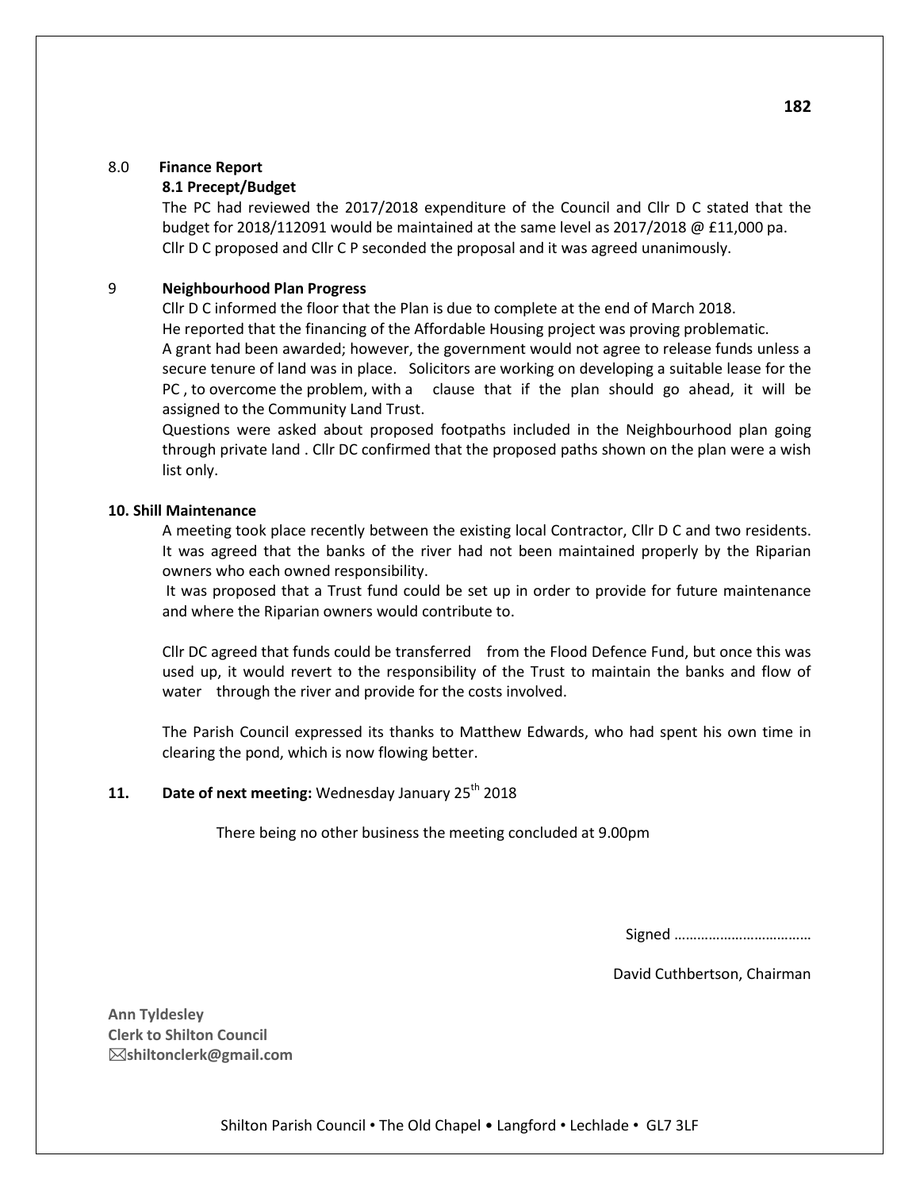## 8.0 Finance Report

### 8.1 Precept/Budget

The PC had reviewed the 2017/2018 expenditure of the Council and Cllr D C stated that the budget for 2018/112091 would be maintained at the same level as 2017/2018 @ £11,000 pa. Cllr D C proposed and Cllr C P seconded the proposal and it was agreed unanimously.

## 9 Neighbourhood Plan Progress

Cllr D C informed the floor that the Plan is due to complete at the end of March 2018.
He reported that the financing of the Affordable Housing project was proving problematic.
A grant had been awarded; however, the government would not agree to release funds unless a secure tenure of land was in place. Solicitors are working on developing a suitable lease for the PC , to overcome the problem, with a clause that if the plan should go ahead, it will be assigned to the Community Land Trust.
Questions were asked about proposed footpaths included in the Neighbourhood plan going through private land . Cllr DC confirmed that the proposed paths shown on the plan were a wish list only.

## 10. Shill Maintenance

A meeting took place recently between the existing local Contractor, Cllr D C and two residents. It was agreed that the banks of the river had not been maintained properly by the Riparian owners who each owned responsibility.
It was proposed that a Trust fund could be set up in order to provide for future maintenance and where the Riparian owners would contribute to.

Cllr DC agreed that funds could be transferred from the Flood Defence Fund, but once this was used up, it would revert to the responsibility of the Trust to maintain the banks and flow of water through the river and provide for the costs involved.

The Parish Council expressed its thanks to Matthew Edwards, who had spent his own time in clearing the pond, which is now flowing better.

## 11. Date of next meeting: Wednesday January 25th 2018

There being no other business the meeting concluded at 9.00pm

Signed ………………………………

David Cuthbertson, Chairman

**Ann Tyldesley**
**Clerk to Shilton Council**
**✉shiltonclerk@gmail.com**

Shilton Parish Council • The Old Chapel • Langford • Lechlade • GL7 3LF